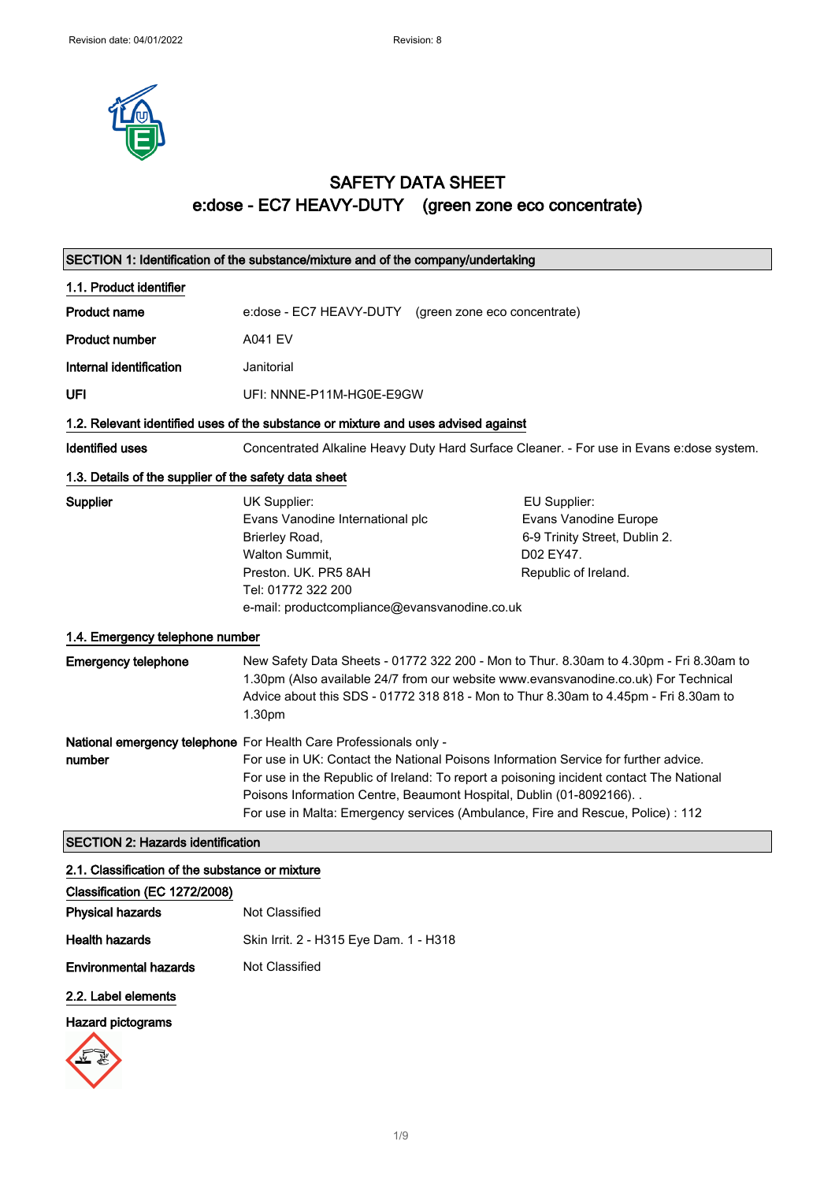Revision date: 04/01/2022 Revision: 8

# SAFETY DATA SHEET
## e:dose - EC7 HEAVY-DUTY (green zone eco concentrate)

## SECTION 1: Identification of the substance/mixture and of the company/undertaking

### 1.1. Product identifier

**Product name** e:dose - EC7 HEAVY-DUTY (green zone eco concentrate)

**Product number** A041 EV

**Internal identification** Janitorial

**UFI** UFI: NNNE-P11M-HG0E-E9GW

### 1.2. Relevant identified uses of the substance or mixture and uses advised against

**Identified uses** Concentrated Alkaline Heavy Duty Hard Surface Cleaner. - For use in Evans e:dose system.

### 1.3. Details of the supplier of the safety data sheet

**Supplier**

UK Supplier:
Evans Vanodine International plc
Brierley Road,
Walton Summit,
Preston. UK. PR5 8AH
Tel: 01772 322 200
e-mail: productcompliance@evansvanodine.co.uk

EU Supplier:
Evans Vanodine Europe
6-9 Trinity Street, Dublin 2.
D02 EY47.
Republic of Ireland.

### 1.4. Emergency telephone number

**Emergency telephone** New Safety Data Sheets - 01772 322 200 - Mon to Thur. 8.30am to 4.30pm - Fri 8.30am to 1.30pm (Also available 24/7 from our website www.evansvanodine.co.uk) For Technical Advice about this SDS - 01772 318 818 - Mon to Thur 8.30am to 4.45pm - Fri 8.30am to 1.30pm

**National emergency telephone number** For Health Care Professionals only -
For use in UK: Contact the National Poisons Information Service for further advice.
For use in the Republic of Ireland: To report a poisoning incident contact The National Poisons Information Centre, Beaumont Hospital, Dublin (01-8092166). .
For use in Malta: Emergency services (Ambulance, Fire and Rescue, Police) : 112

## SECTION 2: Hazards identification

### 2.1. Classification of the substance or mixture

**Classification (EC 1272/2008)**

**Physical hazards** Not Classified

**Health hazards** Skin Irrit. 2 - H315 Eye Dam. 1 - H318

**Environmental hazards** Not Classified

### 2.2. Label elements

**Hazard pictograms**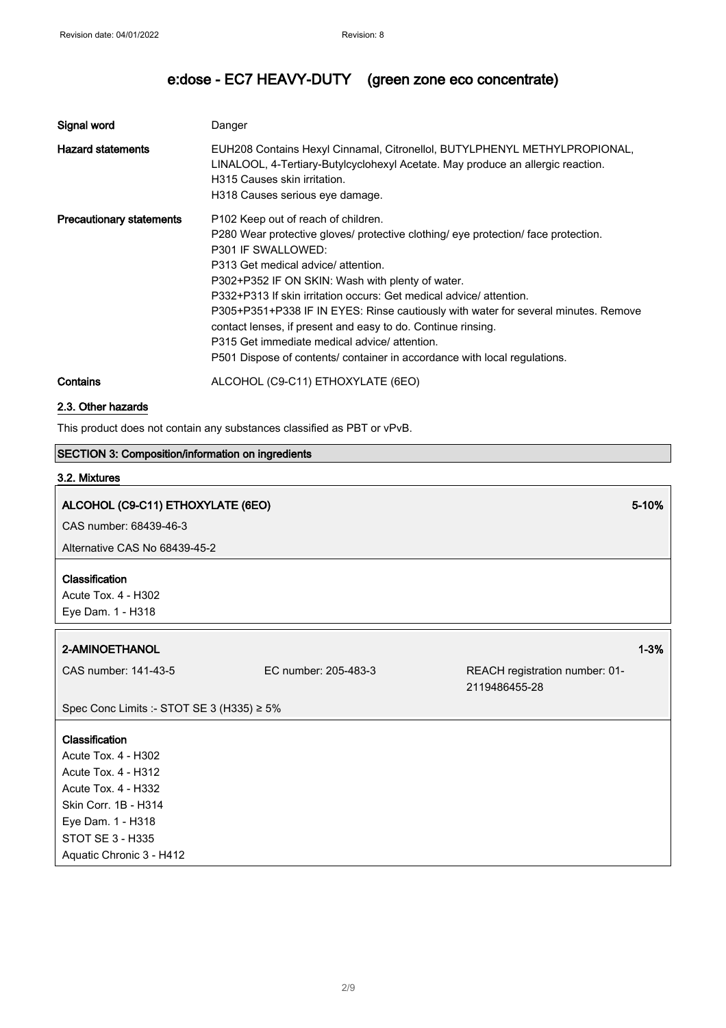| | |
|---|---|
| **Signal word** | Danger |
| **Hazard statements** | EUH208 Contains Hexyl Cinnamal, Citronellol, BUTYLPHENYL METHYLPROPIONAL, LINALOOL, 4-Tertiary-Butylcyclohexyl Acetate. May produce an allergic reaction.<br>H315 Causes skin irritation.<br>H318 Causes serious eye damage. |
| **Precautionary statements** | P102 Keep out of reach of children.<br>P280 Wear protective gloves/ protective clothing/ eye protection/ face protection.<br>P301 IF SWALLOWED:<br>P313 Get medical advice/ attention.<br>P302+P352 IF ON SKIN: Wash with plenty of water.<br>P332+P313 If skin irritation occurs: Get medical advice/ attention.<br>P305+P351+P338 IF IN EYES: Rinse cautiously with water for several minutes. Remove contact lenses, if present and easy to do. Continue rinsing.<br>P315 Get immediate medical advice/ attention.<br>P501 Dispose of contents/ container in accordance with local regulations. |
| **Contains** | ALCOHOL (C9-C11) ETHOXYLATE (6EO) |

### 2.3. Other hazards

This product does not contain any substances classified as PBT or vPvB.

## SECTION 3: Composition/information on ingredients

### 3.2. Mixtures

**ALCOHOL (C9-C11) ETHOXYLATE (6EO)** — 5-10%

CAS number: 68439-46-3

Alternative CAS No 68439-45-2

**Classification**

Acute Tox. 4 - H302
Eye Dam. 1 - H318

**2-AMINOETHANOL** — 1-3%

CAS number: 141-43-5 | EC number: 205-483-3 | REACH registration number: 01-2119486455-28

Spec Conc Limits :- STOT SE 3 (H335) ≥ 5%

**Classification**

Acute Tox. 4 - H302
Acute Tox. 4 - H312
Acute Tox. 4 - H332
Skin Corr. 1B - H314
Eye Dam. 1 - H318
STOT SE 3 - H335
Aquatic Chronic 3 - H412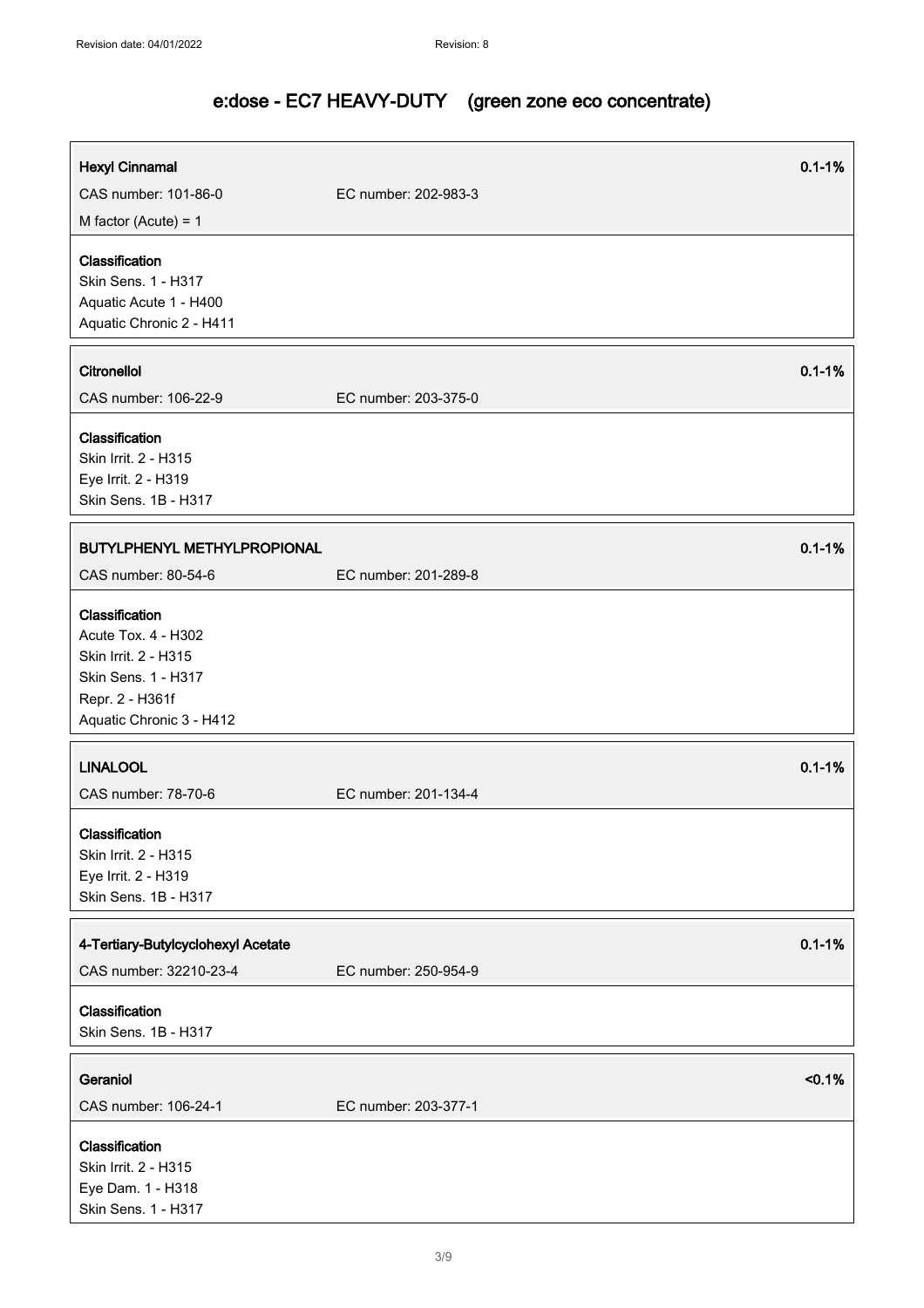| Hexyl Cinnamal | | 0.1-1% |
|---|---|---|
| CAS number: 101-86-0 | EC number: 202-983-3 | |
| M factor (Acute) = 1 | | |

**Classification**
Skin Sens. 1 - H317
Aquatic Acute 1 - H400
Aquatic Chronic 2 - H411

| Citronellol | | 0.1-1% |
|---|---|---|
| CAS number: 106-22-9 | EC number: 203-375-0 | |

**Classification**
Skin Irrit. 2 - H315
Eye Irrit. 2 - H319
Skin Sens. 1B - H317

| BUTYLPHENYL METHYLPROPIONAL | | 0.1-1% |
|---|---|---|
| CAS number: 80-54-6 | EC number: 201-289-8 | |

**Classification**
Acute Tox. 4 - H302
Skin Irrit. 2 - H315
Skin Sens. 1 - H317
Repr. 2 - H361f
Aquatic Chronic 3 - H412

| LINALOOL | | 0.1-1% |
|---|---|---|
| CAS number: 78-70-6 | EC number: 201-134-4 | |

**Classification**
Skin Irrit. 2 - H315
Eye Irrit. 2 - H319
Skin Sens. 1B - H317

| 4-Tertiary-Butylcyclohexyl Acetate | | 0.1-1% |
|---|---|---|
| CAS number: 32210-23-4 | EC number: 250-954-9 | |

**Classification**
Skin Sens. 1B - H317

| Geraniol | | <0.1% |
|---|---|---|
| CAS number: 106-24-1 | EC number: 203-377-1 | |

**Classification**
Skin Irrit. 2 - H315
Eye Dam. 1 - H318
Skin Sens. 1 - H317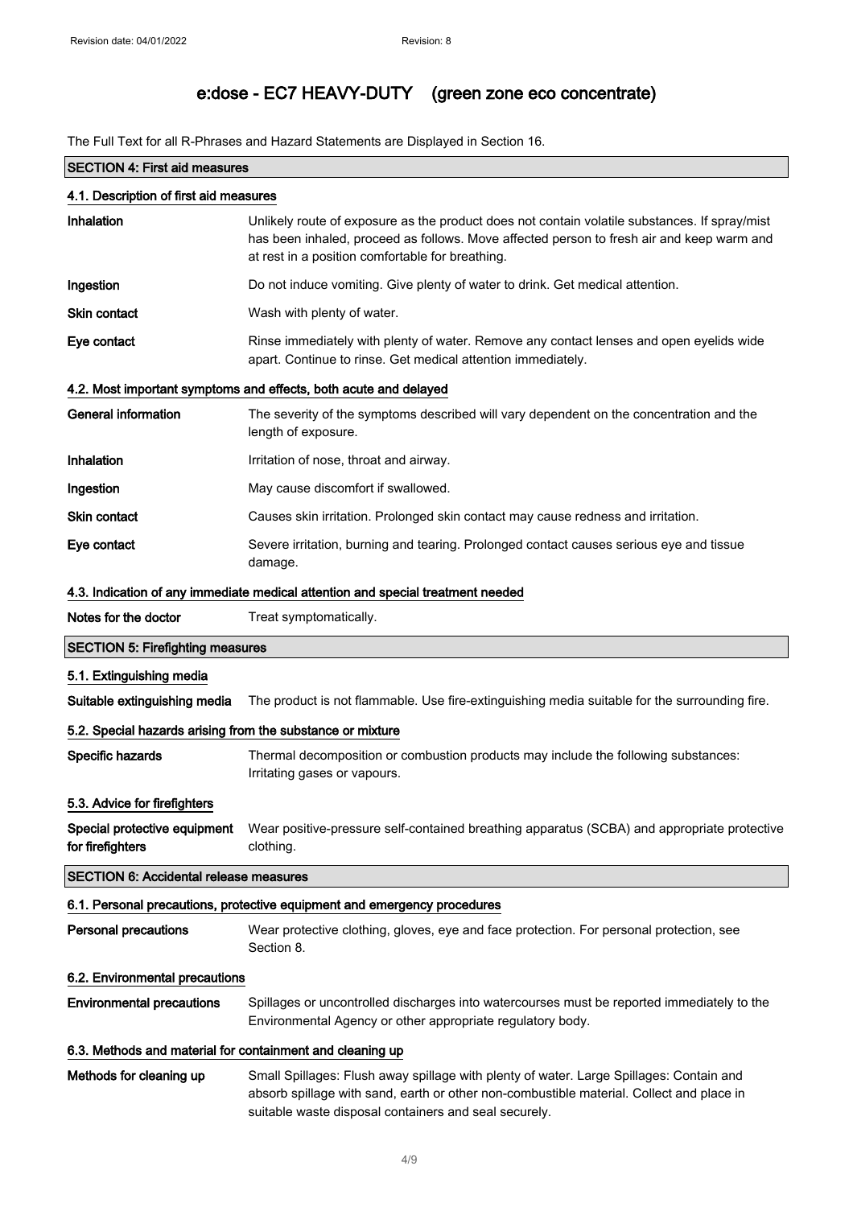The Full Text for all R-Phrases and Hazard Statements are Displayed in Section 16.

## SECTION 4: First aid measures

### 4.1. Description of first aid measures

**Inhalation** Unlikely route of exposure as the product does not contain volatile substances. If spray/mist has been inhaled, proceed as follows. Move affected person to fresh air and keep warm and at rest in a position comfortable for breathing.

**Ingestion** Do not induce vomiting. Give plenty of water to drink. Get medical attention.

**Skin contact** Wash with plenty of water.

**Eye contact** Rinse immediately with plenty of water. Remove any contact lenses and open eyelids wide apart. Continue to rinse. Get medical attention immediately.

### 4.2. Most important symptoms and effects, both acute and delayed

**General information** The severity of the symptoms described will vary dependent on the concentration and the length of exposure.

**Inhalation** Irritation of nose, throat and airway.

**Ingestion** May cause discomfort if swallowed.

**Skin contact** Causes skin irritation. Prolonged skin contact may cause redness and irritation.

**Eye contact** Severe irritation, burning and tearing. Prolonged contact causes serious eye and tissue damage.

### 4.3. Indication of any immediate medical attention and special treatment needed

**Notes for the doctor** Treat symptomatically.

## SECTION 5: Firefighting measures

### 5.1. Extinguishing media

**Suitable extinguishing media** The product is not flammable. Use fire-extinguishing media suitable for the surrounding fire.

### 5.2. Special hazards arising from the substance or mixture

**Specific hazards** Thermal decomposition or combustion products may include the following substances: Irritating gases or vapours.

### 5.3. Advice for firefighters

**Special protective equipment for firefighters** Wear positive-pressure self-contained breathing apparatus (SCBA) and appropriate protective clothing.

## SECTION 6: Accidental release measures

### 6.1. Personal precautions, protective equipment and emergency procedures

**Personal precautions** Wear protective clothing, gloves, eye and face protection. For personal protection, see Section 8.

### 6.2. Environmental precautions

**Environmental precautions** Spillages or uncontrolled discharges into watercourses must be reported immediately to the Environmental Agency or other appropriate regulatory body.

### 6.3. Methods and material for containment and cleaning up

**Methods for cleaning up** Small Spillages: Flush away spillage with plenty of water. Large Spillages: Contain and absorb spillage with sand, earth or other non-combustible material. Collect and place in suitable waste disposal containers and seal securely.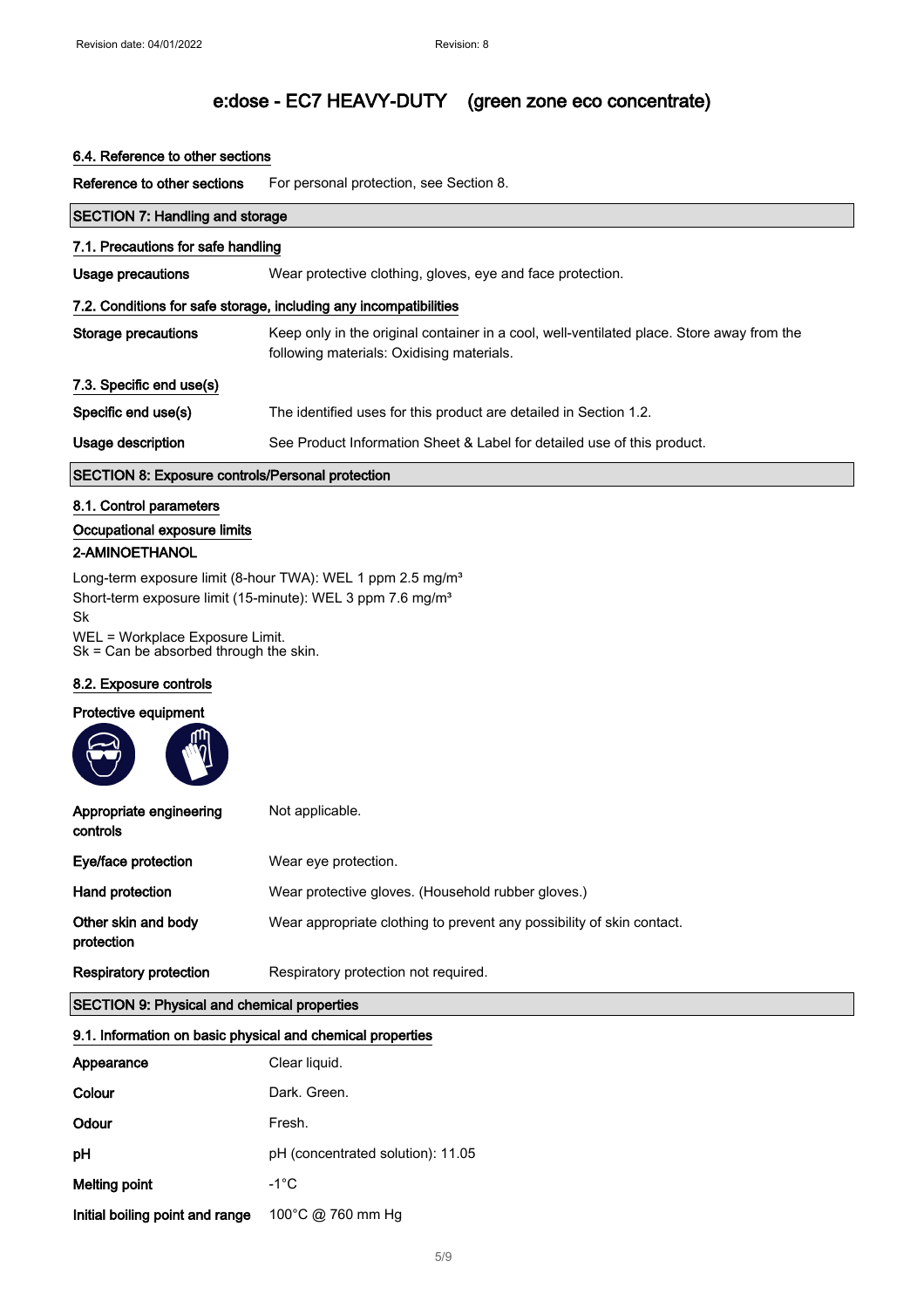# e:dose - EC7 HEAVY-DUTY (green zone eco concentrate)

### 6.4. Reference to other sections

| | |
|---|---|
| **Reference to other sections** | For personal protection, see Section 8. |

## SECTION 7: Handling and storage

### 7.1. Precautions for safe handling

| | |
|---|---|
| **Usage precautions** | Wear protective clothing, gloves, eye and face protection. |

### 7.2. Conditions for safe storage, including any incompatibilities

| | |
|---|---|
| **Storage precautions** | Keep only in the original container in a cool, well-ventilated place. Store away from the following materials: Oxidising materials. |

### 7.3. Specific end use(s)

| | |
|---|---|
| **Specific end use(s)** | The identified uses for this product are detailed in Section 1.2. |
| **Usage description** | See Product Information Sheet & Label for detailed use of this product. |

## SECTION 8: Exposure controls/Personal protection

### 8.1. Control parameters

### Occupational exposure limits

**2-AMINOETHANOL**

Long-term exposure limit (8-hour TWA): WEL 1 ppm 2.5 mg/m³
Short-term exposure limit (15-minute): WEL 3 ppm 7.6 mg/m³
Sk
WEL = Workplace Exposure Limit.
Sk = Can be absorbed through the skin.

### 8.2. Exposure controls

**Protective equipment**

| | |
|---|---|
| **Appropriate engineering controls** | Not applicable. |
| **Eye/face protection** | Wear eye protection. |
| **Hand protection** | Wear protective gloves. (Household rubber gloves.) |
| **Other skin and body protection** | Wear appropriate clothing to prevent any possibility of skin contact. |
| **Respiratory protection** | Respiratory protection not required. |

## SECTION 9: Physical and chemical properties

### 9.1. Information on basic physical and chemical properties

| | |
|---|---|
| **Appearance** | Clear liquid. |
| **Colour** | Dark. Green. |
| **Odour** | Fresh. |
| **pH** | pH (concentrated solution): 11.05 |
| **Melting point** | -1°C |
| **Initial boiling point and range** | 100°C @ 760 mm Hg |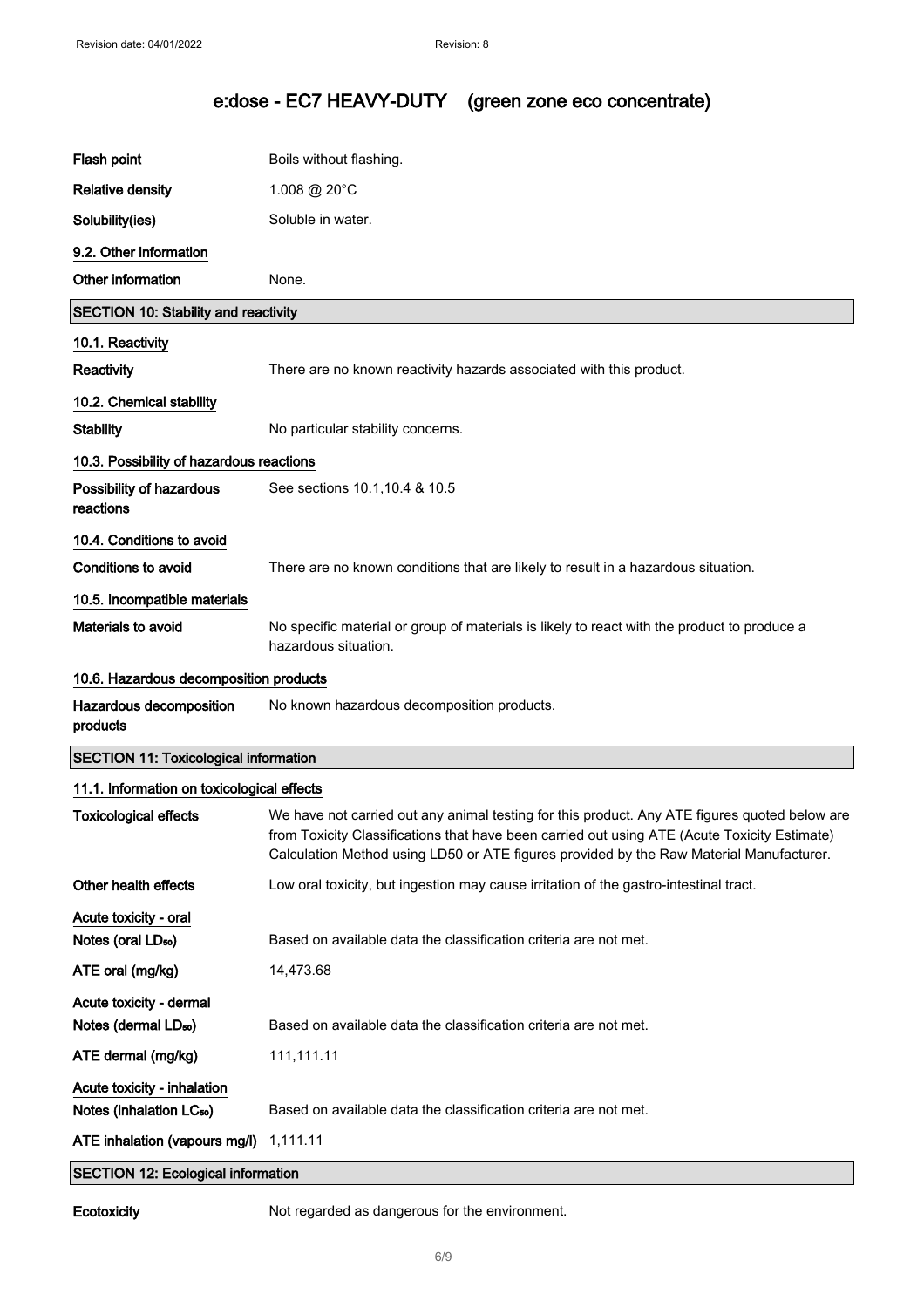| | |
|---|---|
| **Flash point** | Boils without flashing. |
| **Relative density** | 1.008 @ 20°C |
| **Solubility(ies)** | Soluble in water. |

### 9.2. Other information

| | |
|---|---|
| **Other information** | None. |

## SECTION 10: Stability and reactivity

### 10.1. Reactivity

| | |
|---|---|
| **Reactivity** | There are no known reactivity hazards associated with this product. |

### 10.2. Chemical stability

| | |
|---|---|
| **Stability** | No particular stability concerns. |

### 10.3. Possibility of hazardous reactions

| | |
|---|---|
| **Possibility of hazardous reactions** | See sections 10.1,10.4 & 10.5 |

### 10.4. Conditions to avoid

| | |
|---|---|
| **Conditions to avoid** | There are no known conditions that are likely to result in a hazardous situation. |

### 10.5. Incompatible materials

| | |
|---|---|
| **Materials to avoid** | No specific material or group of materials is likely to react with the product to produce a hazardous situation. |

### 10.6. Hazardous decomposition products

| | |
|---|---|
| **Hazardous decomposition products** | No known hazardous decomposition products. |

## SECTION 11: Toxicological information

### 11.1. Information on toxicological effects

| | |
|---|---|
| **Toxicological effects** | We have not carried out any animal testing for this product. Any ATE figures quoted below are from Toxicity Classifications that have been carried out using ATE (Acute Toxicity Estimate) Calculation Method using LD50 or ATE figures provided by the Raw Material Manufacturer. |
| **Other health effects** | Low oral toxicity, but ingestion may cause irritation of the gastro-intestinal tract. |

**Acute toxicity - oral**

| | |
|---|---|
| **Notes (oral $LD_{50}$)** | Based on available data the classification criteria are not met. |
| **ATE oral (mg/kg)** | 14,473.68 |

**Acute toxicity - dermal**

| | |
|---|---|
| **Notes (dermal $LD_{50}$)** | Based on available data the classification criteria are not met. |
| **ATE dermal (mg/kg)** | 111,111.11 |

**Acute toxicity - inhalation**

| | |
|---|---|
| **Notes (inhalation $LC_{50}$)** | Based on available data the classification criteria are not met. |
| **ATE inhalation (vapours mg/l)** | 1,111.11 |

## SECTION 12: Ecological information

| | |
|---|---|
| **Ecotoxicity** | Not regarded as dangerous for the environment. |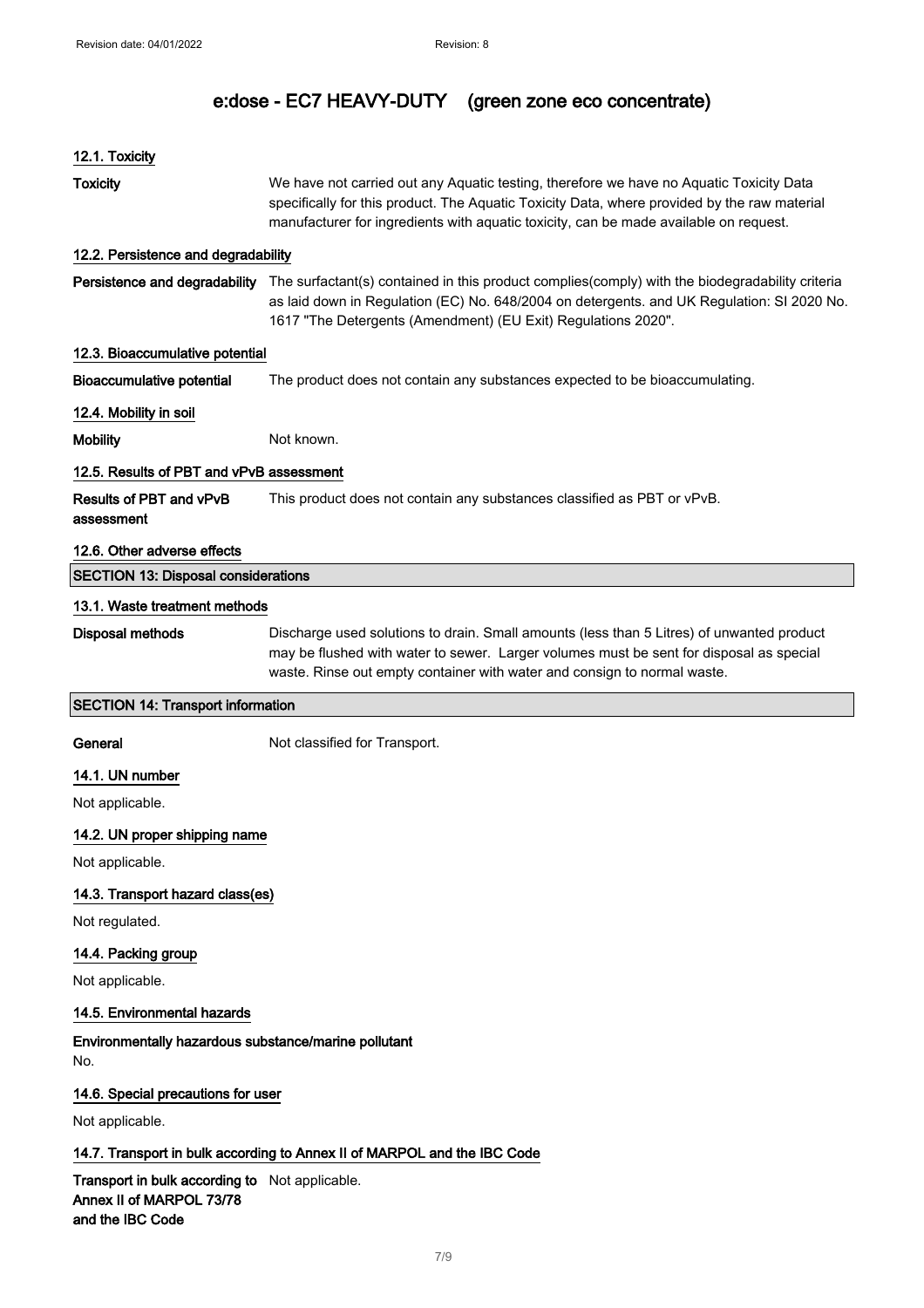# e:dose - EC7 HEAVY-DUTY (green zone eco concentrate)

### 12.1. Toxicity

**Toxicity** We have not carried out any Aquatic testing, therefore we have no Aquatic Toxicity Data specifically for this product. The Aquatic Toxicity Data, where provided by the raw material manufacturer for ingredients with aquatic toxicity, can be made available on request.

### 12.2. Persistence and degradability

**Persistence and degradability** The surfactant(s) contained in this product complies(comply) with the biodegradability criteria as laid down in Regulation (EC) No. 648/2004 on detergents. and UK Regulation: SI 2020 No. 1617 "The Detergents (Amendment) (EU Exit) Regulations 2020".

### 12.3. Bioaccumulative potential

**Bioaccumulative potential** The product does not contain any substances expected to be bioaccumulating.

### 12.4. Mobility in soil

**Mobility** Not known.

### 12.5. Results of PBT and vPvB assessment

**Results of PBT and vPvB assessment** This product does not contain any substances classified as PBT or vPvB.

### 12.6. Other adverse effects

## SECTION 13: Disposal considerations

### 13.1. Waste treatment methods

**Disposal methods** Discharge used solutions to drain. Small amounts (less than 5 Litres) of unwanted product may be flushed with water to sewer. Larger volumes must be sent for disposal as special waste. Rinse out empty container with water and consign to normal waste.

## SECTION 14: Transport information

**General** Not classified for Transport.

### 14.1. UN number

Not applicable.

### 14.2. UN proper shipping name

Not applicable.

### 14.3. Transport hazard class(es)

Not regulated.

### 14.4. Packing group

Not applicable.

### 14.5. Environmental hazards

**Environmentally hazardous substance/marine pollutant**

No.

### 14.6. Special precautions for user

Not applicable.

### 14.7. Transport in bulk according to Annex II of MARPOL and the IBC Code

**Transport in bulk according to Annex II of MARPOL 73/78 and the IBC Code** Not applicable.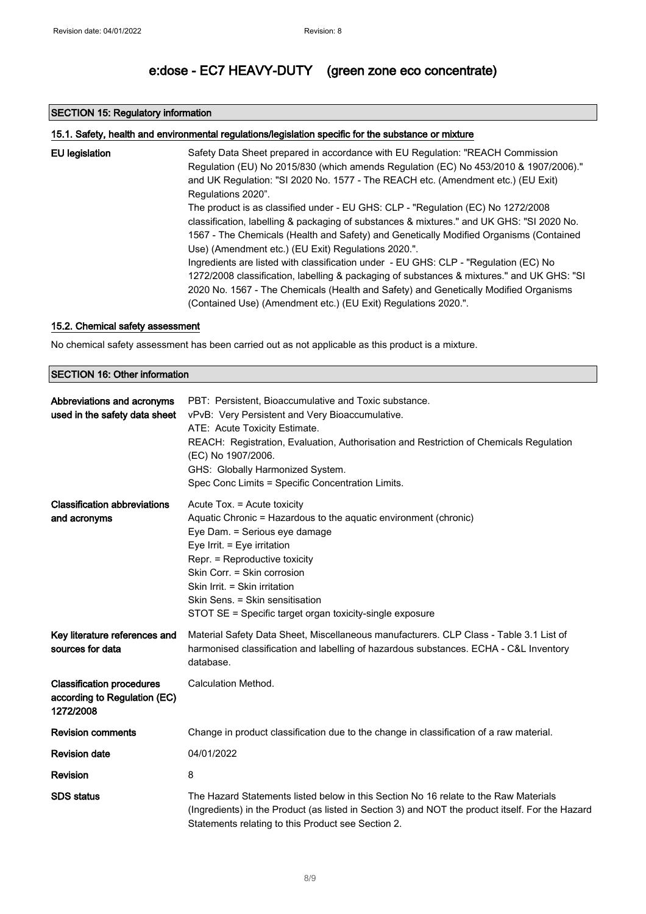## SECTION 15: Regulatory information

### 15.1. Safety, health and environmental regulations/legislation specific for the substance or mixture

**EU legislation**

Safety Data Sheet prepared in accordance with EU Regulation: "REACH Commission Regulation (EU) No 2015/830 (which amends Regulation (EC) No 453/2010 & 1907/2006)." and UK Regulation: "SI 2020 No. 1577 - The REACH etc. (Amendment etc.) (EU Exit) Regulations 2020".

The product is as classified under - EU GHS: CLP - "Regulation (EC) No 1272/2008 classification, labelling & packaging of substances & mixtures." and UK GHS: "SI 2020 No. 1567 - The Chemicals (Health and Safety) and Genetically Modified Organisms (Contained Use) (Amendment etc.) (EU Exit) Regulations 2020.".

Ingredients are listed with classification under - EU GHS: CLP - "Regulation (EC) No 1272/2008 classification, labelling & packaging of substances & mixtures." and UK GHS: "SI 2020 No. 1567 - The Chemicals (Health and Safety) and Genetically Modified Organisms (Contained Use) (Amendment etc.) (EU Exit) Regulations 2020.".

### 15.2. Chemical safety assessment

No chemical safety assessment has been carried out as not applicable as this product is a mixture.

## SECTION 16: Other information

**Abbreviations and acronyms used in the safety data sheet**

PBT: Persistent, Bioaccumulative and Toxic substance.
vPvB: Very Persistent and Very Bioaccumulative.
ATE: Acute Toxicity Estimate.
REACH: Registration, Evaluation, Authorisation and Restriction of Chemicals Regulation (EC) No 1907/2006.
GHS: Globally Harmonized System.
Spec Conc Limits = Specific Concentration Limits.

**Classification abbreviations and acronyms**

Acute Tox. = Acute toxicity
Aquatic Chronic = Hazardous to the aquatic environment (chronic)
Eye Dam. = Serious eye damage
Eye Irrit. = Eye irritation
Repr. = Reproductive toxicity
Skin Corr. = Skin corrosion
Skin Irrit. = Skin irritation
Skin Sens. = Skin sensitisation
STOT SE = Specific target organ toxicity-single exposure

**Key literature references and sources for data**

Material Safety Data Sheet, Miscellaneous manufacturers. CLP Class - Table 3.1 List of harmonised classification and labelling of hazardous substances. ECHA - C&L Inventory database.

**Classification procedures according to Regulation (EC) 1272/2008**

Calculation Method.

**Revision comments**

Change in product classification due to the change in classification of a raw material.

**Revision date**

04/01/2022

**Revision**

8

**SDS status**

The Hazard Statements listed below in this Section No 16 relate to the Raw Materials (Ingredients) in the Product (as listed in Section 3) and NOT the product itself. For the Hazard Statements relating to this Product see Section 2.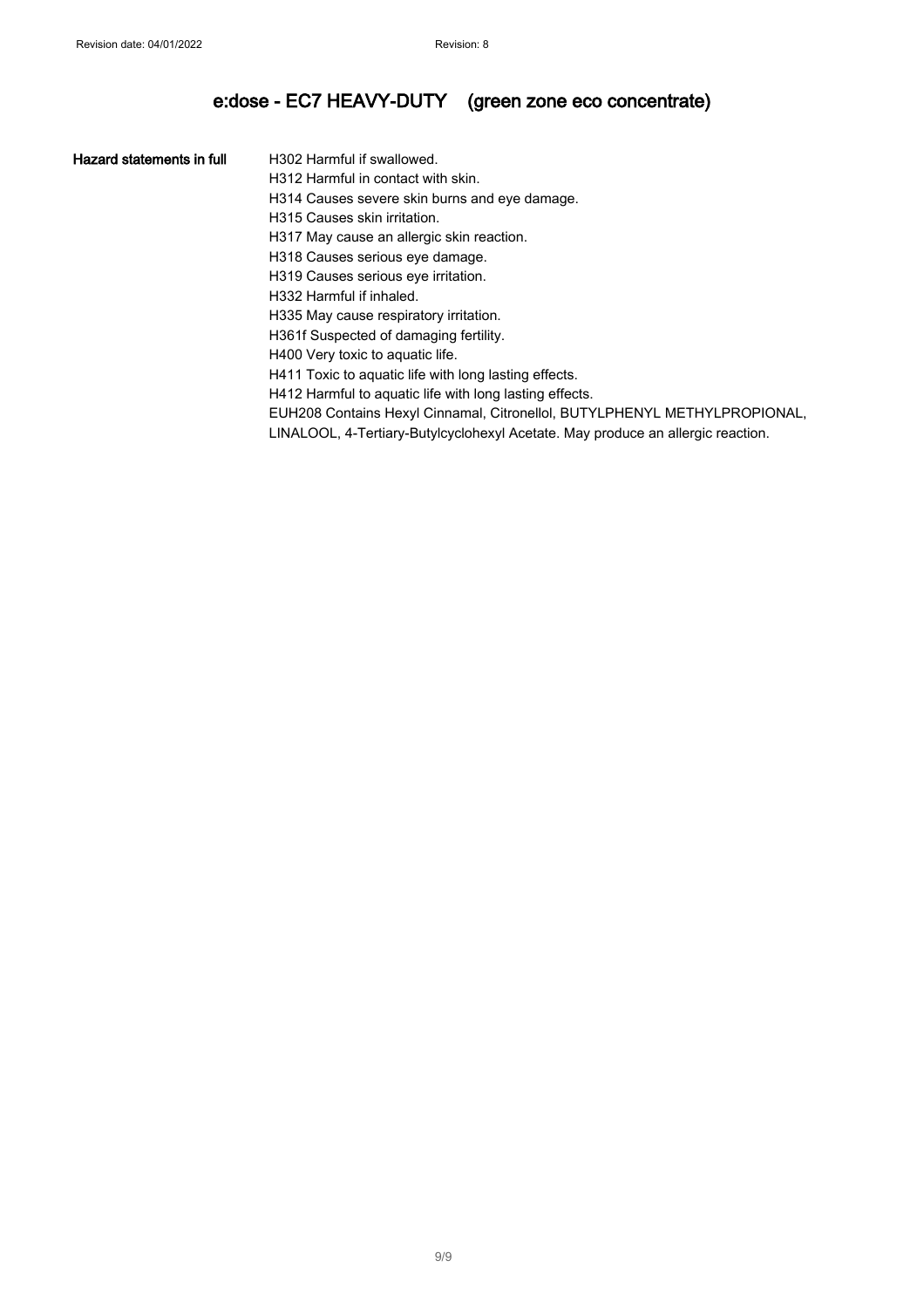**Hazard statements in full**

H302 Harmful if swallowed.
H312 Harmful in contact with skin.
H314 Causes severe skin burns and eye damage.
H315 Causes skin irritation.
H317 May cause an allergic skin reaction.
H318 Causes serious eye damage.
H319 Causes serious eye irritation.
H332 Harmful if inhaled.
H335 May cause respiratory irritation.
H361f Suspected of damaging fertility.
H400 Very toxic to aquatic life.
H411 Toxic to aquatic life with long lasting effects.
H412 Harmful to aquatic life with long lasting effects.
EUH208 Contains Hexyl Cinnamal, Citronellol, BUTYLPHENYL METHYLPROPIONAL, LINALOOL, 4-Tertiary-Butylcyclohexyl Acetate. May produce an allergic reaction.